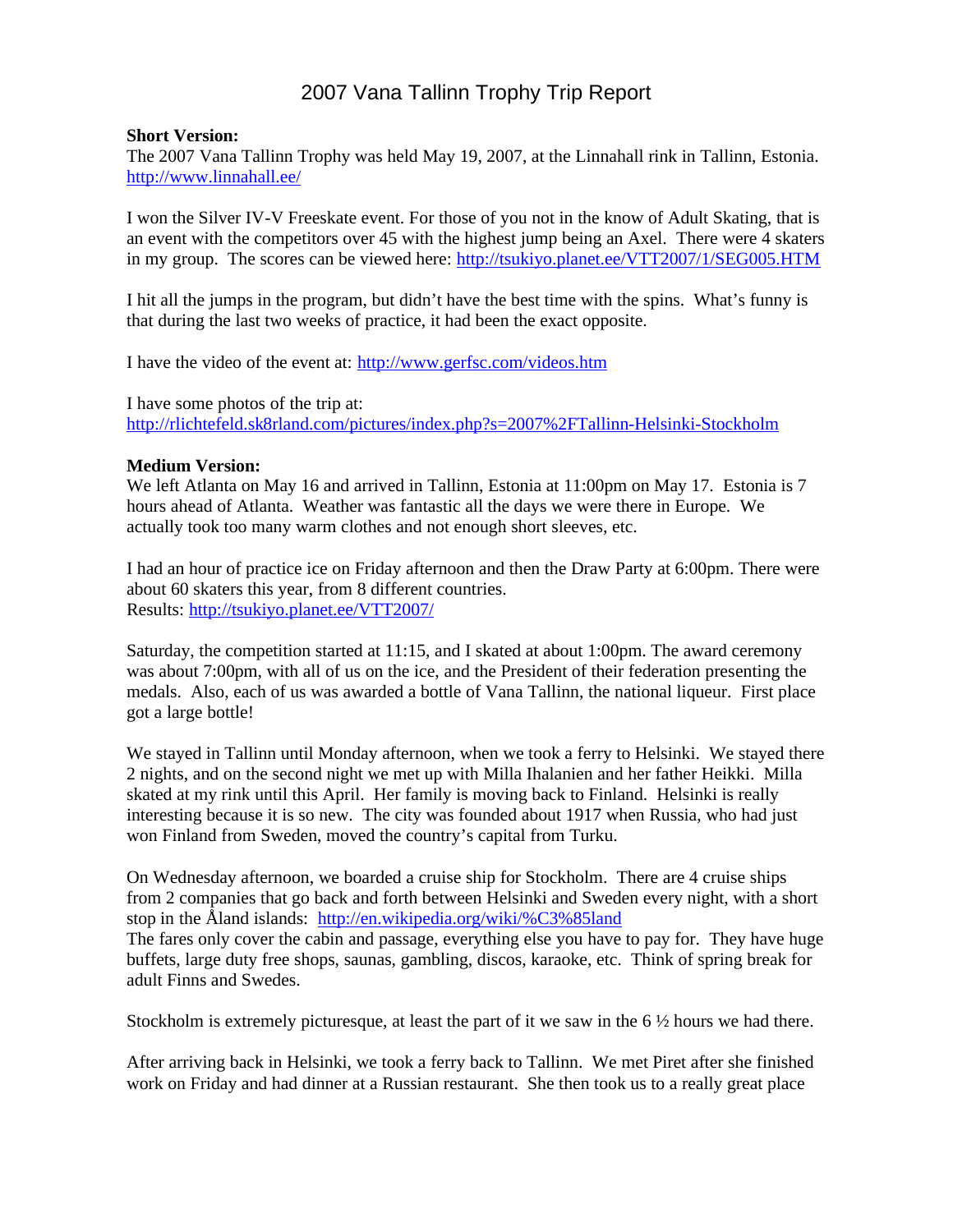# 2007 Vana Tallinn Trophy Trip Report

**Short Version:**
The 2007 Vana Tallinn Trophy was held May 19, 2007, at the Linnahall rink in Tallinn, Estonia. http://www.linnahall.ee/

I won the Silver IV-V Freeskate event. For those of you not in the know of Adult Skating, that is an event with the competitors over 45 with the highest jump being an Axel. There were 4 skaters in my group. The scores can be viewed here: http://tsukiyo.planet.ee/VTT2007/1/SEG005.HTM

I hit all the jumps in the program, but didn't have the best time with the spins. What's funny is that during the last two weeks of practice, it had been the exact opposite.

I have the video of the event at: http://www.gerfsc.com/videos.htm

I have some photos of the trip at:
http://rlichtefeld.sk8rland.com/pictures/index.php?s=2007%2FTallinn-Helsinki-Stockholm

**Medium Version:**
We left Atlanta on May 16 and arrived in Tallinn, Estonia at 11:00pm on May 17. Estonia is 7 hours ahead of Atlanta. Weather was fantastic all the days we were there in Europe. We actually took too many warm clothes and not enough short sleeves, etc.

I had an hour of practice ice on Friday afternoon and then the Draw Party at 6:00pm. There were about 60 skaters this year, from 8 different countries.
Results: http://tsukiyo.planet.ee/VTT2007/

Saturday, the competition started at 11:15, and I skated at about 1:00pm. The award ceremony was about 7:00pm, with all of us on the ice, and the President of their federation presenting the medals. Also, each of us was awarded a bottle of Vana Tallinn, the national liqueur. First place got a large bottle!

We stayed in Tallinn until Monday afternoon, when we took a ferry to Helsinki. We stayed there 2 nights, and on the second night we met up with Milla Ihalanien and her father Heikki. Milla skated at my rink until this April. Her family is moving back to Finland. Helsinki is really interesting because it is so new. The city was founded about 1917 when Russia, who had just won Finland from Sweden, moved the country's capital from Turku.

On Wednesday afternoon, we boarded a cruise ship for Stockholm. There are 4 cruise ships from 2 companies that go back and forth between Helsinki and Sweden every night, with a short stop in the Åland islands: http://en.wikipedia.org/wiki/%C3%85land
The fares only cover the cabin and passage, everything else you have to pay for. They have huge buffets, large duty free shops, saunas, gambling, discos, karaoke, etc. Think of spring break for adult Finns and Swedes.

Stockholm is extremely picturesque, at least the part of it we saw in the 6 ½ hours we had there.

After arriving back in Helsinki, we took a ferry back to Tallinn. We met Piret after she finished work on Friday and had dinner at a Russian restaurant. She then took us to a really great place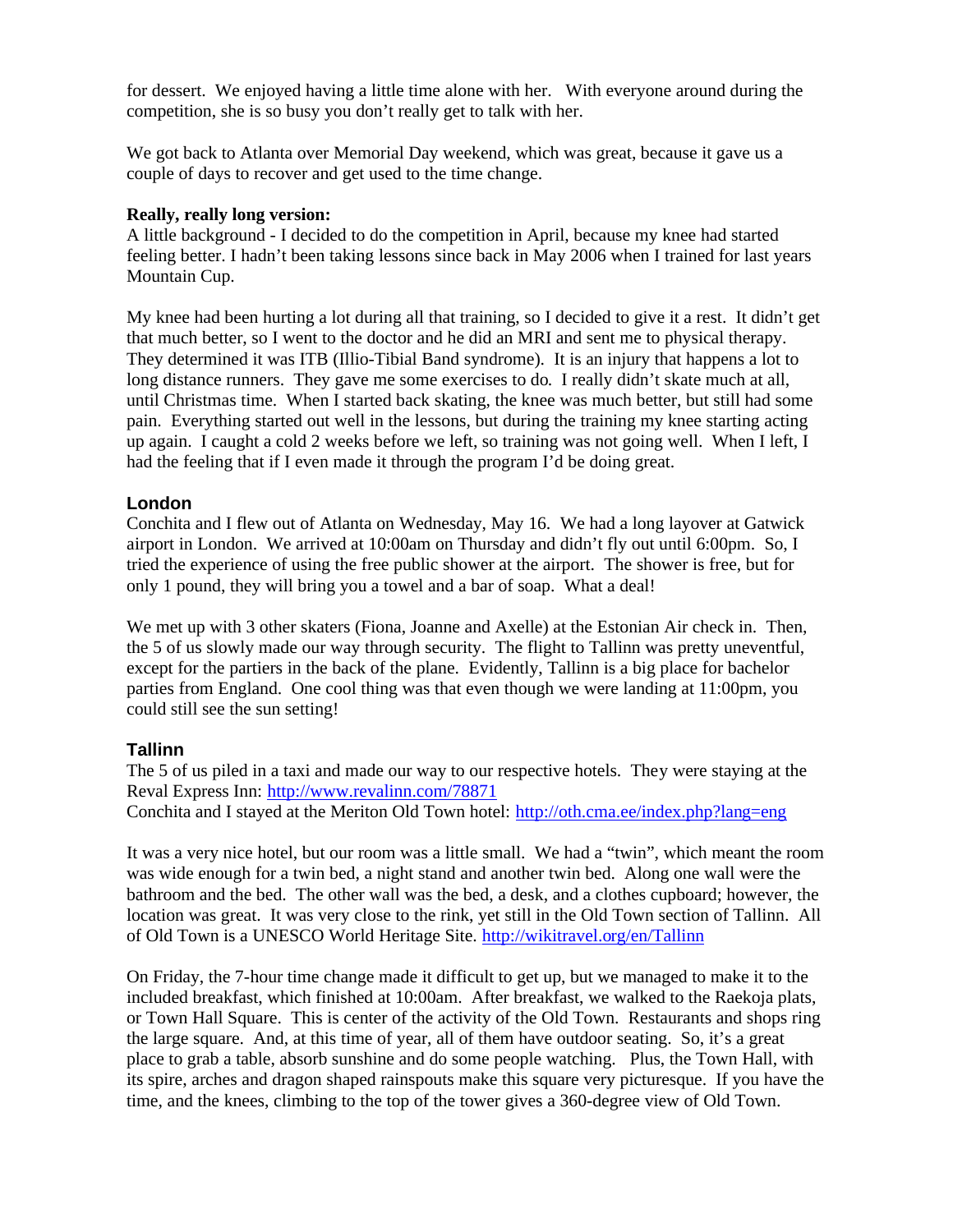for dessert. We enjoyed having a little time alone with her. With everyone around during the competition, she is so busy you don't really get to talk with her.

We got back to Atlanta over Memorial Day weekend, which was great, because it gave us a couple of days to recover and get used to the time change.

**Really, really long version:**
A little background - I decided to do the competition in April, because my knee had started feeling better. I hadn't been taking lessons since back in May 2006 when I trained for last years Mountain Cup.

My knee had been hurting a lot during all that training, so I decided to give it a rest. It didn't get that much better, so I went to the doctor and he did an MRI and sent me to physical therapy. They determined it was ITB (Illio-Tibial Band syndrome). It is an injury that happens a lot to long distance runners. They gave me some exercises to do. I really didn't skate much at all, until Christmas time. When I started back skating, the knee was much better, but still had some pain. Everything started out well in the lessons, but during the training my knee starting acting up again. I caught a cold 2 weeks before we left, so training was not going well. When I left, I had the feeling that if I even made it through the program I'd be doing great.

## London

Conchita and I flew out of Atlanta on Wednesday, May 16. We had a long layover at Gatwick airport in London. We arrived at 10:00am on Thursday and didn't fly out until 6:00pm. So, I tried the experience of using the free public shower at the airport. The shower is free, but for only 1 pound, they will bring you a towel and a bar of soap. What a deal!

We met up with 3 other skaters (Fiona, Joanne and Axelle) at the Estonian Air check in. Then, the 5 of us slowly made our way through security. The flight to Tallinn was pretty uneventful, except for the partiers in the back of the plane. Evidently, Tallinn is a big place for bachelor parties from England. One cool thing was that even though we were landing at 11:00pm, you could still see the sun setting!

## Tallinn

The 5 of us piled in a taxi and made our way to our respective hotels. They were staying at the Reval Express Inn: http://www.revalinn.com/78871
Conchita and I stayed at the Meriton Old Town hotel: http://oth.cma.ee/index.php?lang=eng

It was a very nice hotel, but our room was a little small. We had a "twin", which meant the room was wide enough for a twin bed, a night stand and another twin bed. Along one wall were the bathroom and the bed. The other wall was the bed, a desk, and a clothes cupboard; however, the location was great. It was very close to the rink, yet still in the Old Town section of Tallinn. All of Old Town is a UNESCO World Heritage Site. http://wikitravel.org/en/Tallinn

On Friday, the 7-hour time change made it difficult to get up, but we managed to make it to the included breakfast, which finished at 10:00am. After breakfast, we walked to the Raekoja plats, or Town Hall Square. This is center of the activity of the Old Town. Restaurants and shops ring the large square. And, at this time of year, all of them have outdoor seating. So, it's a great place to grab a table, absorb sunshine and do some people watching. Plus, the Town Hall, with its spire, arches and dragon shaped rainspouts make this square very picturesque. If you have the time, and the knees, climbing to the top of the tower gives a 360-degree view of Old Town.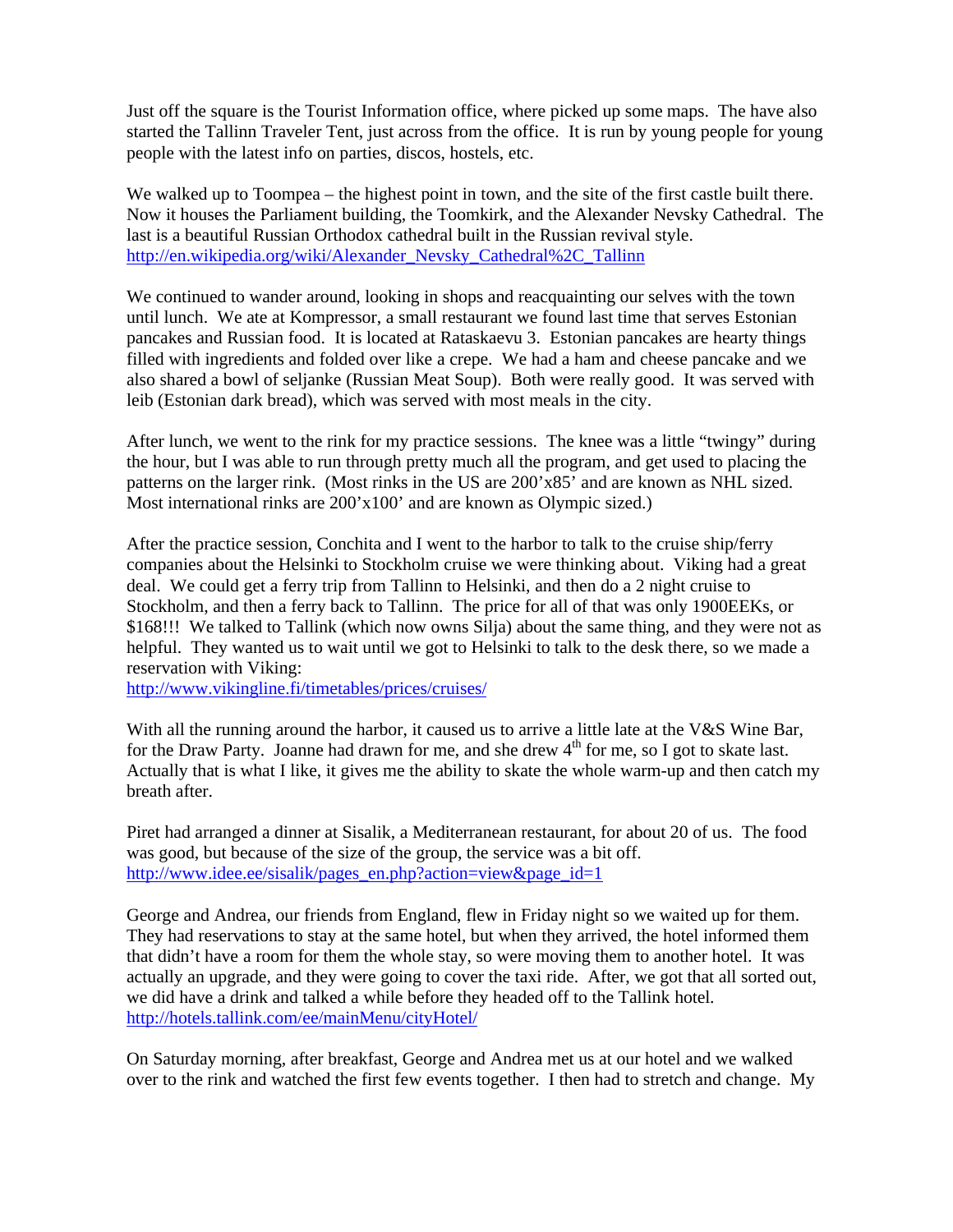Just off the square is the Tourist Information office, where picked up some maps. The have also started the Tallinn Traveler Tent, just across from the office. It is run by young people for young people with the latest info on parties, discos, hostels, etc.

We walked up to Toompea – the highest point in town, and the site of the first castle built there. Now it houses the Parliament building, the Toomkirk, and the Alexander Nevsky Cathedral. The last is a beautiful Russian Orthodox cathedral built in the Russian revival style.
http://en.wikipedia.org/wiki/Alexander_Nevsky_Cathedral%2C_Tallinn

We continued to wander around, looking in shops and reacquainting our selves with the town until lunch. We ate at Kompressor, a small restaurant we found last time that serves Estonian pancakes and Russian food. It is located at Rataskaevu 3. Estonian pancakes are hearty things filled with ingredients and folded over like a crepe. We had a ham and cheese pancake and we also shared a bowl of seljanke (Russian Meat Soup). Both were really good. It was served with leib (Estonian dark bread), which was served with most meals in the city.

After lunch, we went to the rink for my practice sessions. The knee was a little "twingy" during the hour, but I was able to run through pretty much all the program, and get used to placing the patterns on the larger rink. (Most rinks in the US are 200'x85' and are known as NHL sized. Most international rinks are 200'x100' and are known as Olympic sized.)

After the practice session, Conchita and I went to the harbor to talk to the cruise ship/ferry companies about the Helsinki to Stockholm cruise we were thinking about. Viking had a great deal. We could get a ferry trip from Tallinn to Helsinki, and then do a 2 night cruise to Stockholm, and then a ferry back to Tallinn. The price for all of that was only 1900EEKs, or $168!!! We talked to Tallink (which now owns Silja) about the same thing, and they were not as helpful. They wanted us to wait until we got to Helsinki to talk to the desk there, so we made a reservation with Viking:
http://www.vikingline.fi/timetables/prices/cruises/

With all the running around the harbor, it caused us to arrive a little late at the V&S Wine Bar, for the Draw Party. Joanne had drawn for me, and she drew 4th for me, so I got to skate last. Actually that is what I like, it gives me the ability to skate the whole warm-up and then catch my breath after.

Piret had arranged a dinner at Sisalik, a Mediterranean restaurant, for about 20 of us. The food was good, but because of the size of the group, the service was a bit off.
http://www.idee.ee/sisalik/pages_en.php?action=view&page_id=1

George and Andrea, our friends from England, flew in Friday night so we waited up for them. They had reservations to stay at the same hotel, but when they arrived, the hotel informed them that didn't have a room for them the whole stay, so were moving them to another hotel. It was actually an upgrade, and they were going to cover the taxi ride. After, we got that all sorted out, we did have a drink and talked a while before they headed off to the Tallink hotel.
http://hotels.tallink.com/ee/mainMenu/cityHotel/

On Saturday morning, after breakfast, George and Andrea met us at our hotel and we walked over to the rink and watched the first few events together. I then had to stretch and change. My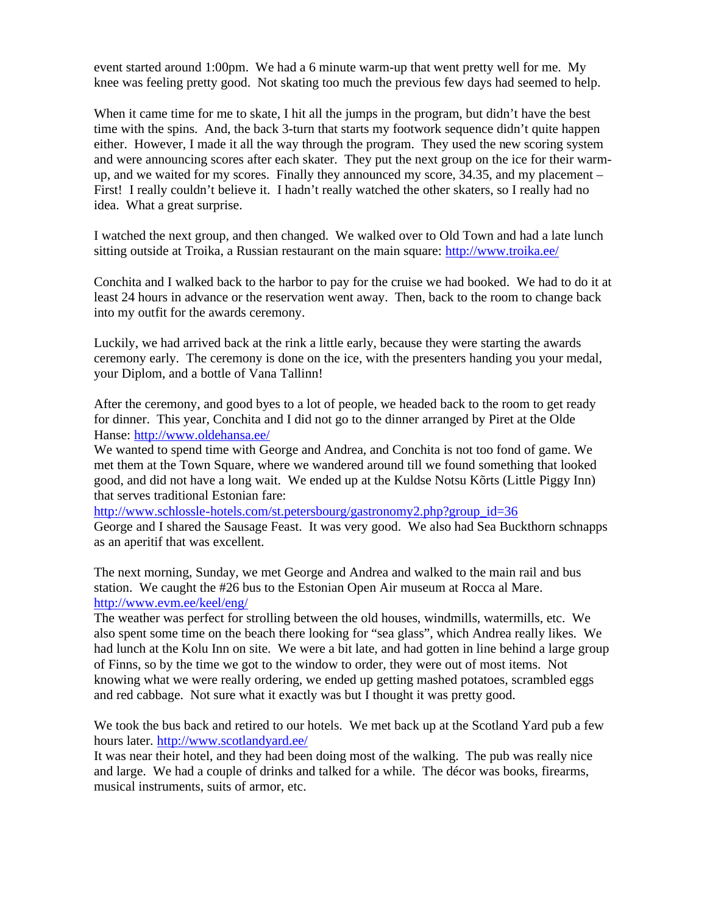event started around 1:00pm. We had a 6 minute warm-up that went pretty well for me. My knee was feeling pretty good. Not skating too much the previous few days had seemed to help.

When it came time for me to skate, I hit all the jumps in the program, but didn't have the best time with the spins. And, the back 3-turn that starts my footwork sequence didn't quite happen either. However, I made it all the way through the program. They used the new scoring system and were announcing scores after each skater. They put the next group on the ice for their warm-up, and we waited for my scores. Finally they announced my score, 34.35, and my placement – First! I really couldn't believe it. I hadn't really watched the other skaters, so I really had no idea. What a great surprise.

I watched the next group, and then changed. We walked over to Old Town and had a late lunch sitting outside at Troika, a Russian restaurant on the main square: http://www.troika.ee/

Conchita and I walked back to the harbor to pay for the cruise we had booked. We had to do it at least 24 hours in advance or the reservation went away. Then, back to the room to change back into my outfit for the awards ceremony.

Luckily, we had arrived back at the rink a little early, because they were starting the awards ceremony early. The ceremony is done on the ice, with the presenters handing you your medal, your Diplom, and a bottle of Vana Tallinn!

After the ceremony, and good byes to a lot of people, we headed back to the room to get ready for dinner. This year, Conchita and I did not go to the dinner arranged by Piret at the Olde Hanse: http://www.oldehansa.ee/
We wanted to spend time with George and Andrea, and Conchita is not too fond of game. We met them at the Town Square, where we wandered around till we found something that looked good, and did not have a long wait. We ended up at the Kuldse Notsu Kõrts (Little Piggy Inn) that serves traditional Estonian fare:
http://www.schlossle-hotels.com/st.petersbourg/gastronomy2.php?group_id=36
George and I shared the Sausage Feast. It was very good. We also had Sea Buckthorn schnapps as an aperitif that was excellent.

The next morning, Sunday, we met George and Andrea and walked to the main rail and bus station. We caught the #26 bus to the Estonian Open Air museum at Rocca al Mare.
http://www.evm.ee/keel/eng/
The weather was perfect for strolling between the old houses, windmills, watermills, etc. We also spent some time on the beach there looking for "sea glass", which Andrea really likes. We had lunch at the Kolu Inn on site. We were a bit late, and had gotten in line behind a large group of Finns, so by the time we got to the window to order, they were out of most items. Not knowing what we were really ordering, we ended up getting mashed potatoes, scrambled eggs and red cabbage. Not sure what it exactly was but I thought it was pretty good.

We took the bus back and retired to our hotels. We met back up at the Scotland Yard pub a few hours later. http://www.scotlandyard.ee/
It was near their hotel, and they had been doing most of the walking. The pub was really nice and large. We had a couple of drinks and talked for a while. The décor was books, firearms, musical instruments, suits of armor, etc.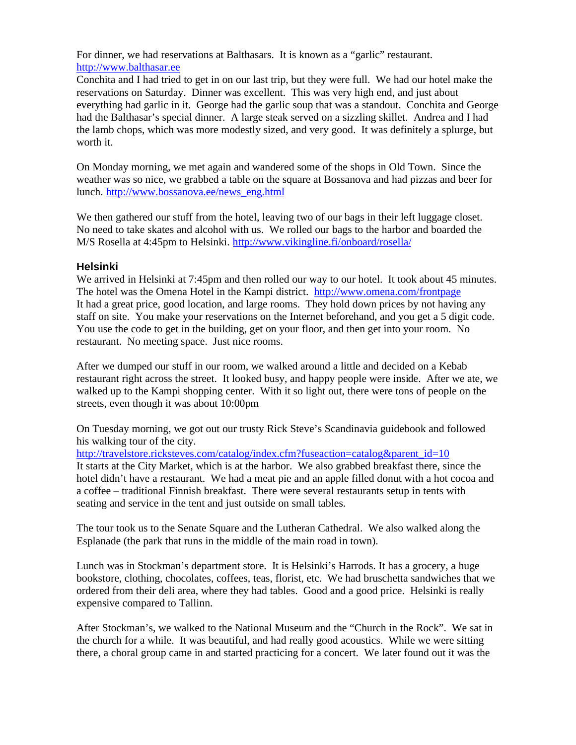For dinner, we had reservations at Balthasars. It is known as a "garlic" restaurant. http://www.balthasar.ee
Conchita and I had tried to get in on our last trip, but they were full. We had our hotel make the reservations on Saturday. Dinner was excellent. This was very high end, and just about everything had garlic in it. George had the garlic soup that was a standout. Conchita and George had the Balthasar's special dinner. A large steak served on a sizzling skillet. Andrea and I had the lamb chops, which was more modestly sized, and very good. It was definitely a splurge, but worth it.

On Monday morning, we met again and wandered some of the shops in Old Town. Since the weather was so nice, we grabbed a table on the square at Bossanova and had pizzas and beer for lunch. http://www.bossanova.ee/news_eng.html

We then gathered our stuff from the hotel, leaving two of our bags in their left luggage closet. No need to take skates and alcohol with us. We rolled our bags to the harbor and boarded the M/S Rosella at 4:45pm to Helsinki. http://www.vikingline.fi/onboard/rosella/

### Helsinki

We arrived in Helsinki at 7:45pm and then rolled our way to our hotel. It took about 45 minutes. The hotel was the Omena Hotel in the Kampi district. http://www.omena.com/frontpage
It had a great price, good location, and large rooms. They hold down prices by not having any staff on site. You make your reservations on the Internet beforehand, and you get a 5 digit code. You use the code to get in the building, get on your floor, and then get into your room. No restaurant. No meeting space. Just nice rooms.

After we dumped our stuff in our room, we walked around a little and decided on a Kebab restaurant right across the street. It looked busy, and happy people were inside. After we ate, we walked up to the Kampi shopping center. With it so light out, there were tons of people on the streets, even though it was about 10:00pm

On Tuesday morning, we got out our trusty Rick Steve's Scandinavia guidebook and followed his walking tour of the city.
http://travelstore.ricksteves.com/catalog/index.cfm?fuseaction=catalog&parent_id=10
It starts at the City Market, which is at the harbor. We also grabbed breakfast there, since the hotel didn't have a restaurant. We had a meat pie and an apple filled donut with a hot cocoa and a coffee – traditional Finnish breakfast. There were several restaurants setup in tents with seating and service in the tent and just outside on small tables.

The tour took us to the Senate Square and the Lutheran Cathedral. We also walked along the Esplanade (the park that runs in the middle of the main road in town).

Lunch was in Stockman's department store. It is Helsinki's Harrods. It has a grocery, a huge bookstore, clothing, chocolates, coffees, teas, florist, etc. We had bruschetta sandwiches that we ordered from their deli area, where they had tables. Good and a good price. Helsinki is really expensive compared to Tallinn.

After Stockman's, we walked to the National Museum and the "Church in the Rock". We sat in the church for a while. It was beautiful, and had really good acoustics. While we were sitting there, a choral group came in and started practicing for a concert. We later found out it was the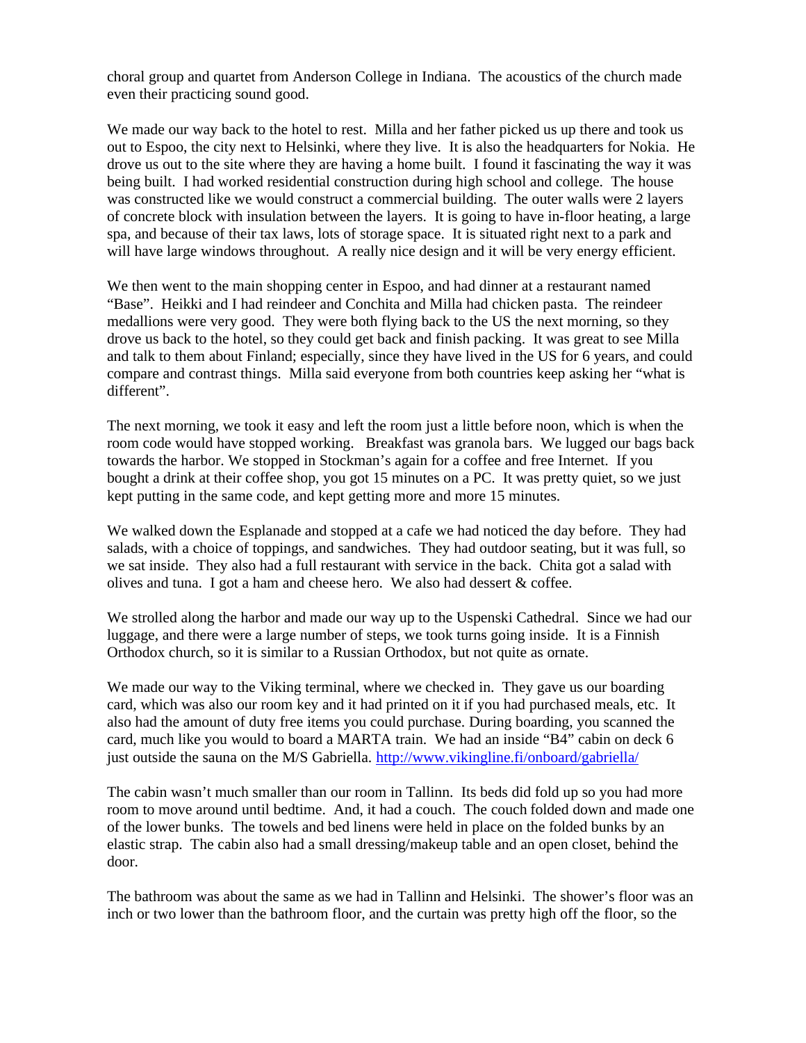choral group and quartet from Anderson College in Indiana. The acoustics of the church made even their practicing sound good.

We made our way back to the hotel to rest. Milla and her father picked us up there and took us out to Espoo, the city next to Helsinki, where they live. It is also the headquarters for Nokia. He drove us out to the site where they are having a home built. I found it fascinating the way it was being built. I had worked residential construction during high school and college. The house was constructed like we would construct a commercial building. The outer walls were 2 layers of concrete block with insulation between the layers. It is going to have in-floor heating, a large spa, and because of their tax laws, lots of storage space. It is situated right next to a park and will have large windows throughout. A really nice design and it will be very energy efficient.

We then went to the main shopping center in Espoo, and had dinner at a restaurant named "Base". Heikki and I had reindeer and Conchita and Milla had chicken pasta. The reindeer medallions were very good. They were both flying back to the US the next morning, so they drove us back to the hotel, so they could get back and finish packing. It was great to see Milla and talk to them about Finland; especially, since they have lived in the US for 6 years, and could compare and contrast things. Milla said everyone from both countries keep asking her "what is different".

The next morning, we took it easy and left the room just a little before noon, which is when the room code would have stopped working. Breakfast was granola bars. We lugged our bags back towards the harbor. We stopped in Stockman's again for a coffee and free Internet. If you bought a drink at their coffee shop, you got 15 minutes on a PC. It was pretty quiet, so we just kept putting in the same code, and kept getting more and more 15 minutes.

We walked down the Esplanade and stopped at a cafe we had noticed the day before. They had salads, with a choice of toppings, and sandwiches. They had outdoor seating, but it was full, so we sat inside. They also had a full restaurant with service in the back. Chita got a salad with olives and tuna. I got a ham and cheese hero. We also had dessert & coffee.

We strolled along the harbor and made our way up to the Uspenski Cathedral. Since we had our luggage, and there were a large number of steps, we took turns going inside. It is a Finnish Orthodox church, so it is similar to a Russian Orthodox, but not quite as ornate.

We made our way to the Viking terminal, where we checked in. They gave us our boarding card, which was also our room key and it had printed on it if you had purchased meals, etc. It also had the amount of duty free items you could purchase. During boarding, you scanned the card, much like you would to board a MARTA train. We had an inside "B4" cabin on deck 6 just outside the sauna on the M/S Gabriella. http://www.vikingline.fi/onboard/gabriella/

The cabin wasn't much smaller than our room in Tallinn. Its beds did fold up so you had more room to move around until bedtime. And, it had a couch. The couch folded down and made one of the lower bunks. The towels and bed linens were held in place on the folded bunks by an elastic strap. The cabin also had a small dressing/makeup table and an open closet, behind the door.

The bathroom was about the same as we had in Tallinn and Helsinki. The shower's floor was an inch or two lower than the bathroom floor, and the curtain was pretty high off the floor, so the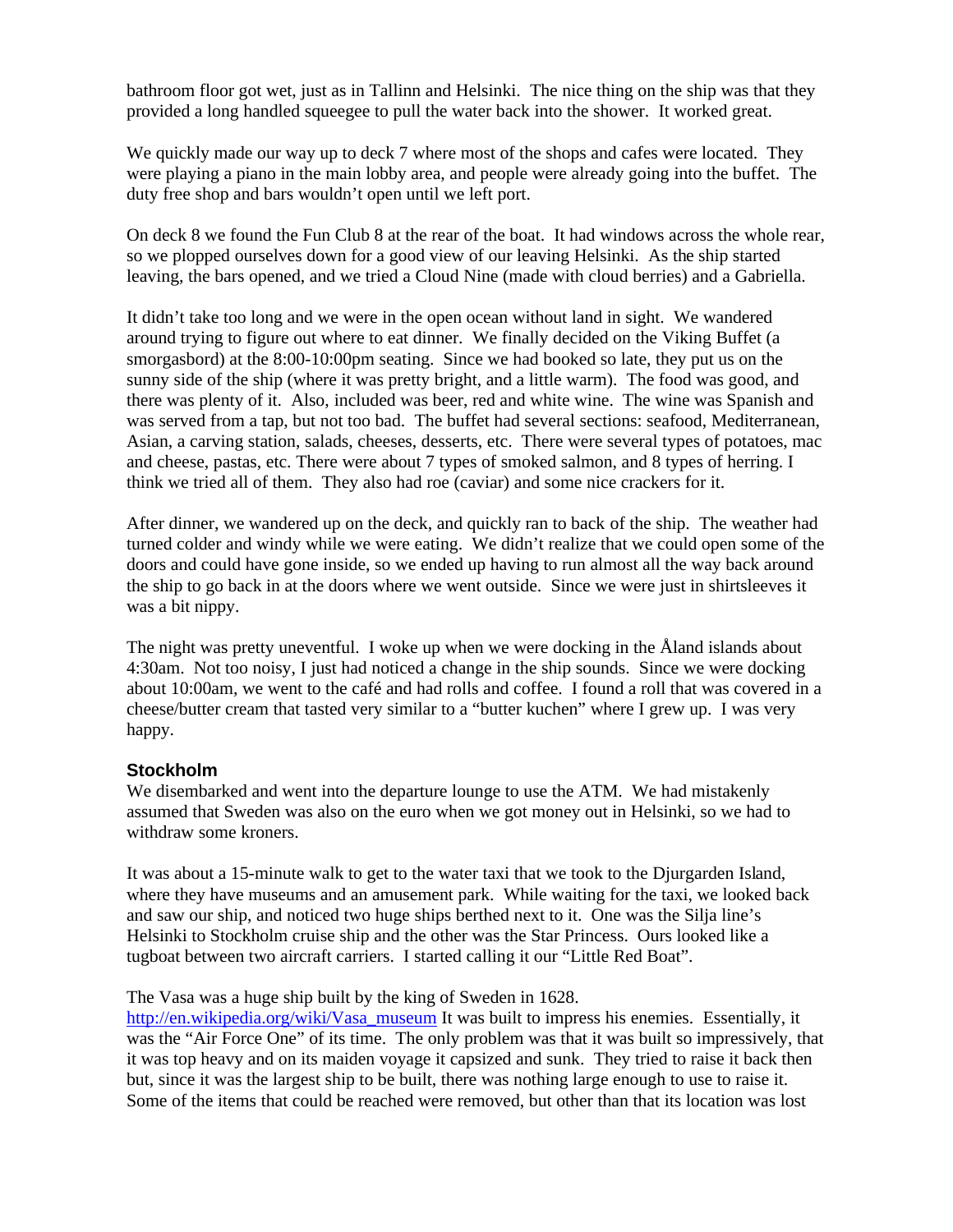bathroom floor got wet, just as in Tallinn and Helsinki. The nice thing on the ship was that they provided a long handled squeegee to pull the water back into the shower. It worked great.

We quickly made our way up to deck 7 where most of the shops and cafes were located. They were playing a piano in the main lobby area, and people were already going into the buffet. The duty free shop and bars wouldn't open until we left port.

On deck 8 we found the Fun Club 8 at the rear of the boat. It had windows across the whole rear, so we plopped ourselves down for a good view of our leaving Helsinki. As the ship started leaving, the bars opened, and we tried a Cloud Nine (made with cloud berries) and a Gabriella.

It didn't take too long and we were in the open ocean without land in sight. We wandered around trying to figure out where to eat dinner. We finally decided on the Viking Buffet (a smorgasbord) at the 8:00-10:00pm seating. Since we had booked so late, they put us on the sunny side of the ship (where it was pretty bright, and a little warm). The food was good, and there was plenty of it. Also, included was beer, red and white wine. The wine was Spanish and was served from a tap, but not too bad. The buffet had several sections: seafood, Mediterranean, Asian, a carving station, salads, cheeses, desserts, etc. There were several types of potatoes, mac and cheese, pastas, etc. There were about 7 types of smoked salmon, and 8 types of herring. I think we tried all of them. They also had roe (caviar) and some nice crackers for it.

After dinner, we wandered up on the deck, and quickly ran to back of the ship. The weather had turned colder and windy while we were eating. We didn't realize that we could open some of the doors and could have gone inside, so we ended up having to run almost all the way back around the ship to go back in at the doors where we went outside. Since we were just in shirtsleeves it was a bit nippy.

The night was pretty uneventful. I woke up when we were docking in the Åland islands about 4:30am. Not too noisy, I just had noticed a change in the ship sounds. Since we were docking about 10:00am, we went to the café and had rolls and coffee. I found a roll that was covered in a cheese/butter cream that tasted very similar to a "butter kuchen" where I grew up. I was very happy.

### Stockholm

We disembarked and went into the departure lounge to use the ATM. We had mistakenly assumed that Sweden was also on the euro when we got money out in Helsinki, so we had to withdraw some kroners.

It was about a 15-minute walk to get to the water taxi that we took to the Djurgarden Island, where they have museums and an amusement park. While waiting for the taxi, we looked back and saw our ship, and noticed two huge ships berthed next to it. One was the Silja line's Helsinki to Stockholm cruise ship and the other was the Star Princess. Ours looked like a tugboat between two aircraft carriers. I started calling it our "Little Red Boat".

The Vasa was a huge ship built by the king of Sweden in 1628. http://en.wikipedia.org/wiki/Vasa_museum It was built to impress his enemies. Essentially, it was the "Air Force One" of its time. The only problem was that it was built so impressively, that it was top heavy and on its maiden voyage it capsized and sunk. They tried to raise it back then but, since it was the largest ship to be built, there was nothing large enough to use to raise it. Some of the items that could be reached were removed, but other than that its location was lost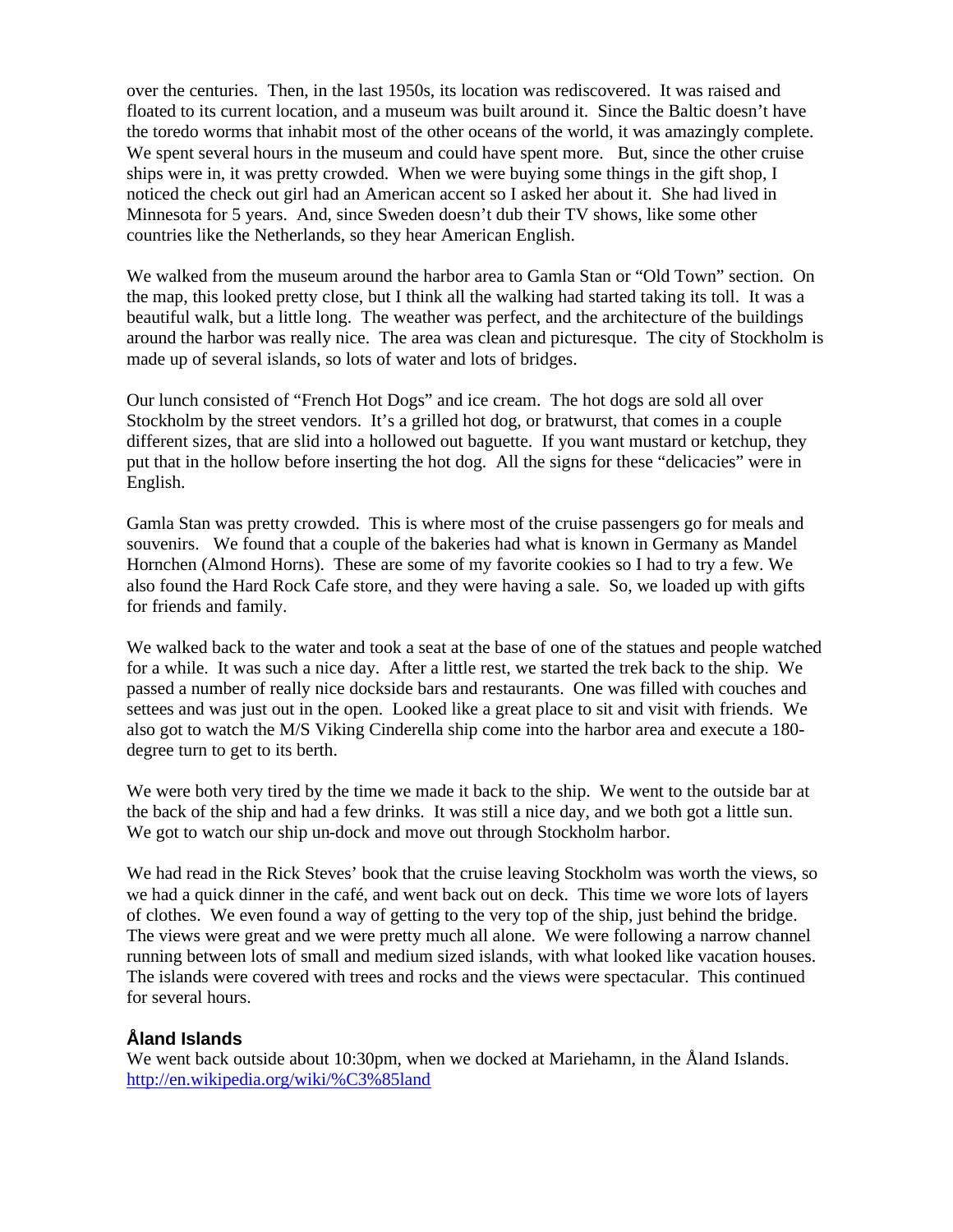over the centuries. Then, in the last 1950s, its location was rediscovered. It was raised and floated to its current location, and a museum was built around it. Since the Baltic doesn't have the toredo worms that inhabit most of the other oceans of the world, it was amazingly complete. We spent several hours in the museum and could have spent more. But, since the other cruise ships were in, it was pretty crowded. When we were buying some things in the gift shop, I noticed the check out girl had an American accent so I asked her about it. She had lived in Minnesota for 5 years. And, since Sweden doesn't dub their TV shows, like some other countries like the Netherlands, so they hear American English.

We walked from the museum around the harbor area to Gamla Stan or "Old Town" section. On the map, this looked pretty close, but I think all the walking had started taking its toll. It was a beautiful walk, but a little long. The weather was perfect, and the architecture of the buildings around the harbor was really nice. The area was clean and picturesque. The city of Stockholm is made up of several islands, so lots of water and lots of bridges.

Our lunch consisted of "French Hot Dogs" and ice cream. The hot dogs are sold all over Stockholm by the street vendors. It's a grilled hot dog, or bratwurst, that comes in a couple different sizes, that are slid into a hollowed out baguette. If you want mustard or ketchup, they put that in the hollow before inserting the hot dog. All the signs for these "delicacies" were in English.

Gamla Stan was pretty crowded. This is where most of the cruise passengers go for meals and souvenirs. We found that a couple of the bakeries had what is known in Germany as Mandel Hornchen (Almond Horns). These are some of my favorite cookies so I had to try a few. We also found the Hard Rock Cafe store, and they were having a sale. So, we loaded up with gifts for friends and family.

We walked back to the water and took a seat at the base of one of the statues and people watched for a while. It was such a nice day. After a little rest, we started the trek back to the ship. We passed a number of really nice dockside bars and restaurants. One was filled with couches and settees and was just out in the open. Looked like a great place to sit and visit with friends. We also got to watch the M/S Viking Cinderella ship come into the harbor area and execute a 180-degree turn to get to its berth.

We were both very tired by the time we made it back to the ship. We went to the outside bar at the back of the ship and had a few drinks. It was still a nice day, and we both got a little sun. We got to watch our ship un-dock and move out through Stockholm harbor.

We had read in the Rick Steves' book that the cruise leaving Stockholm was worth the views, so we had a quick dinner in the café, and went back out on deck. This time we wore lots of layers of clothes. We even found a way of getting to the very top of the ship, just behind the bridge. The views were great and we were pretty much all alone. We were following a narrow channel running between lots of small and medium sized islands, with what looked like vacation houses. The islands were covered with trees and rocks and the views were spectacular. This continued for several hours.

## Åland Islands

We went back outside about 10:30pm, when we docked at Mariehamn, in the Åland Islands.
http://en.wikipedia.org/wiki/%C3%85land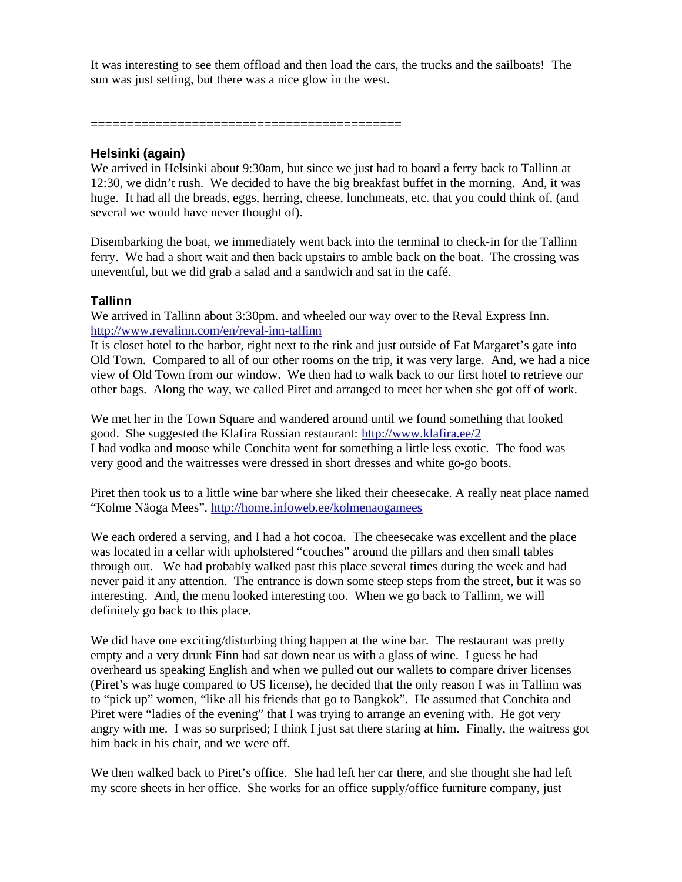It was interesting to see them offload and then load the cars, the trucks and the sailboats! The sun was just setting, but there was a nice glow in the west.

==========================================

### Helsinki (again)

We arrived in Helsinki about 9:30am, but since we just had to board a ferry back to Tallinn at 12:30, we didn't rush. We decided to have the big breakfast buffet in the morning. And, it was huge. It had all the breads, eggs, herring, cheese, lunchmeats, etc. that you could think of, (and several we would have never thought of).

Disembarking the boat, we immediately went back into the terminal to check-in for the Tallinn ferry. We had a short wait and then back upstairs to amble back on the boat. The crossing was uneventful, but we did grab a salad and a sandwich and sat in the café.

### Tallinn

We arrived in Tallinn about 3:30pm. and wheeled our way over to the Reval Express Inn. [http://www.revalinn.com/en/reval-inn-tallinn](http://www.revalinn.com/en/reval-inn-tallinn)
It is closet hotel to the harbor, right next to the rink and just outside of Fat Margaret's gate into Old Town. Compared to all of our other rooms on the trip, it was very large. And, we had a nice view of Old Town from our window. We then had to walk back to our first hotel to retrieve our other bags. Along the way, we called Piret and arranged to meet her when she got off of work.

We met her in the Town Square and wandered around until we found something that looked good. She suggested the Klafira Russian restaurant: [http://www.klafira.ee/2](http://www.klafira.ee/2)
I had vodka and moose while Conchita went for something a little less exotic. The food was very good and the waitresses were dressed in short dresses and white go-go boots.

Piret then took us to a little wine bar where she liked their cheesecake. A really neat place named "Kolme Näoga Mees". [http://home.infoweb.ee/kolmenaogamees](http://home.infoweb.ee/kolmenaogamees)

We each ordered a serving, and I had a hot cocoa. The cheesecake was excellent and the place was located in a cellar with upholstered "couches" around the pillars and then small tables through out. We had probably walked past this place several times during the week and had never paid it any attention. The entrance is down some steep steps from the street, but it was so interesting. And, the menu looked interesting too. When we go back to Tallinn, we will definitely go back to this place.

We did have one exciting/disturbing thing happen at the wine bar. The restaurant was pretty empty and a very drunk Finn had sat down near us with a glass of wine. I guess he had overheard us speaking English and when we pulled out our wallets to compare driver licenses (Piret's was huge compared to US license), he decided that the only reason I was in Tallinn was to "pick up" women, "like all his friends that go to Bangkok". He assumed that Conchita and Piret were "ladies of the evening" that I was trying to arrange an evening with. He got very angry with me. I was so surprised; I think I just sat there staring at him. Finally, the waitress got him back in his chair, and we were off.

We then walked back to Piret's office. She had left her car there, and she thought she had left my score sheets in her office. She works for an office supply/office furniture company, just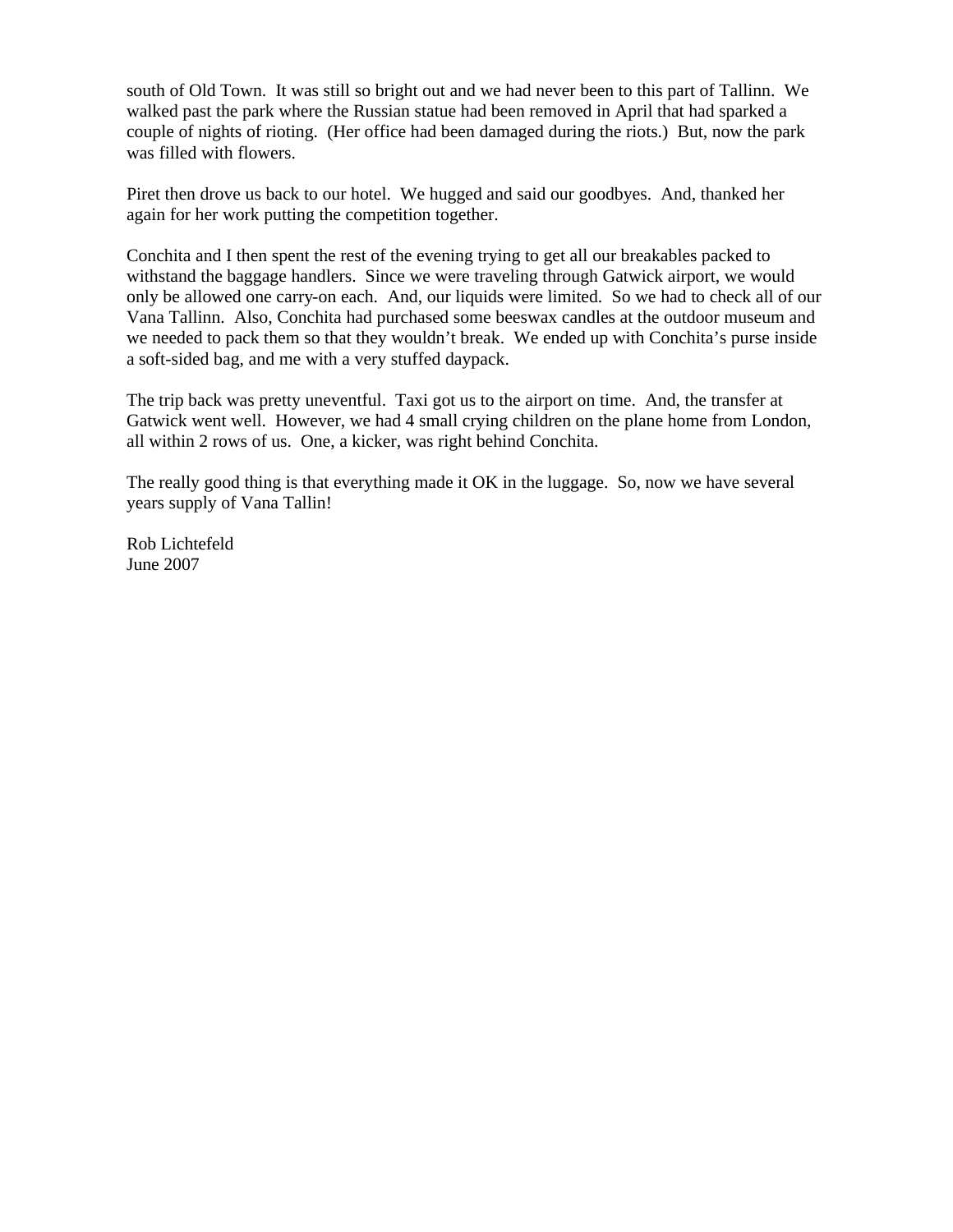south of Old Town. It was still so bright out and we had never been to this part of Tallinn. We walked past the park where the Russian statue had been removed in April that had sparked a couple of nights of rioting. (Her office had been damaged during the riots.) But, now the park was filled with flowers.

Piret then drove us back to our hotel. We hugged and said our goodbyes. And, thanked her again for her work putting the competition together.

Conchita and I then spent the rest of the evening trying to get all our breakables packed to withstand the baggage handlers. Since we were traveling through Gatwick airport, we would only be allowed one carry-on each. And, our liquids were limited. So we had to check all of our Vana Tallinn. Also, Conchita had purchased some beeswax candles at the outdoor museum and we needed to pack them so that they wouldn't break. We ended up with Conchita's purse inside a soft-sided bag, and me with a very stuffed daypack.

The trip back was pretty uneventful. Taxi got us to the airport on time. And, the transfer at Gatwick went well. However, we had 4 small crying children on the plane home from London, all within 2 rows of us. One, a kicker, was right behind Conchita.

The really good thing is that everything made it OK in the luggage. So, now we have several years supply of Vana Tallin!

Rob Lichtefeld
June 2007